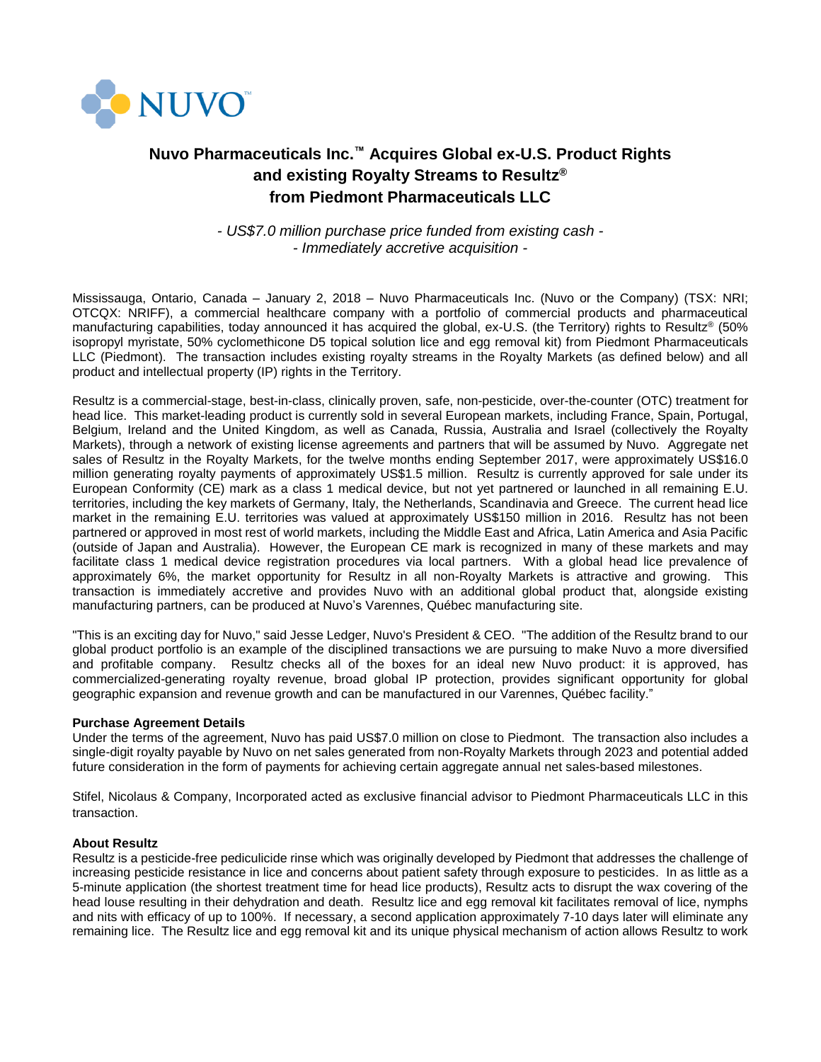NUVO™

# Nuvo Pharmaceuticals Inc.™ Acquires Global ex-U.S. Product Rights and existing Royalty Streams to Resultz® from Piedmont Pharmaceuticals LLC

*- US$7.0 million purchase price funded from existing cash -*
*- Immediately accretive acquisition -*

Mississauga, Ontario, Canada – January 2, 2018 – Nuvo Pharmaceuticals Inc. (Nuvo or the Company) (TSX: NRI; OTCQX: NRIFF), a commercial healthcare company with a portfolio of commercial products and pharmaceutical manufacturing capabilities, today announced it has acquired the global, ex-U.S. (the Territory) rights to Resultz® (50% isopropyl myristate, 50% cyclomethicone D5 topical solution lice and egg removal kit) from Piedmont Pharmaceuticals LLC (Piedmont). The transaction includes existing royalty streams in the Royalty Markets (as defined below) and all product and intellectual property (IP) rights in the Territory.

Resultz is a commercial-stage, best-in-class, clinically proven, safe, non-pesticide, over-the-counter (OTC) treatment for head lice. This market-leading product is currently sold in several European markets, including France, Spain, Portugal, Belgium, Ireland and the United Kingdom, as well as Canada, Russia, Australia and Israel (collectively the Royalty Markets), through a network of existing license agreements and partners that will be assumed by Nuvo. Aggregate net sales of Resultz in the Royalty Markets, for the twelve months ending September 2017, were approximately US$16.0 million generating royalty payments of approximately US$1.5 million. Resultz is currently approved for sale under its European Conformity (CE) mark as a class 1 medical device, but not yet partnered or launched in all remaining E.U. territories, including the key markets of Germany, Italy, the Netherlands, Scandinavia and Greece. The current head lice market in the remaining E.U. territories was valued at approximately US$150 million in 2016. Resultz has not been partnered or approved in most rest of world markets, including the Middle East and Africa, Latin America and Asia Pacific (outside of Japan and Australia). However, the European CE mark is recognized in many of these markets and may facilitate class 1 medical device registration procedures via local partners. With a global head lice prevalence of approximately 6%, the market opportunity for Resultz in all non-Royalty Markets is attractive and growing. This transaction is immediately accretive and provides Nuvo with an additional global product that, alongside existing manufacturing partners, can be produced at Nuvo's Varennes, Québec manufacturing site.

"This is an exciting day for Nuvo," said Jesse Ledger, Nuvo's President & CEO. "The addition of the Resultz brand to our global product portfolio is an example of the disciplined transactions we are pursuing to make Nuvo a more diversified and profitable company. Resultz checks all of the boxes for an ideal new Nuvo product: it is approved, has commercialized-generating royalty revenue, broad global IP protection, provides significant opportunity for global geographic expansion and revenue growth and can be manufactured in our Varennes, Québec facility."

**Purchase Agreement Details**

Under the terms of the agreement, Nuvo has paid US$7.0 million on close to Piedmont. The transaction also includes a single-digit royalty payable by Nuvo on net sales generated from non-Royalty Markets through 2023 and potential added future consideration in the form of payments for achieving certain aggregate annual net sales-based milestones.

Stifel, Nicolaus & Company, Incorporated acted as exclusive financial advisor to Piedmont Pharmaceuticals LLC in this transaction.

**About Resultz**

Resultz is a pesticide-free pediculicide rinse which was originally developed by Piedmont that addresses the challenge of increasing pesticide resistance in lice and concerns about patient safety through exposure to pesticides. In as little as a 5-minute application (the shortest treatment time for head lice products), Resultz acts to disrupt the wax covering of the head louse resulting in their dehydration and death. Resultz lice and egg removal kit facilitates removal of lice, nymphs and nits with efficacy of up to 100%. If necessary, a second application approximately 7-10 days later will eliminate any remaining lice. The Resultz lice and egg removal kit and its unique physical mechanism of action allows Resultz to work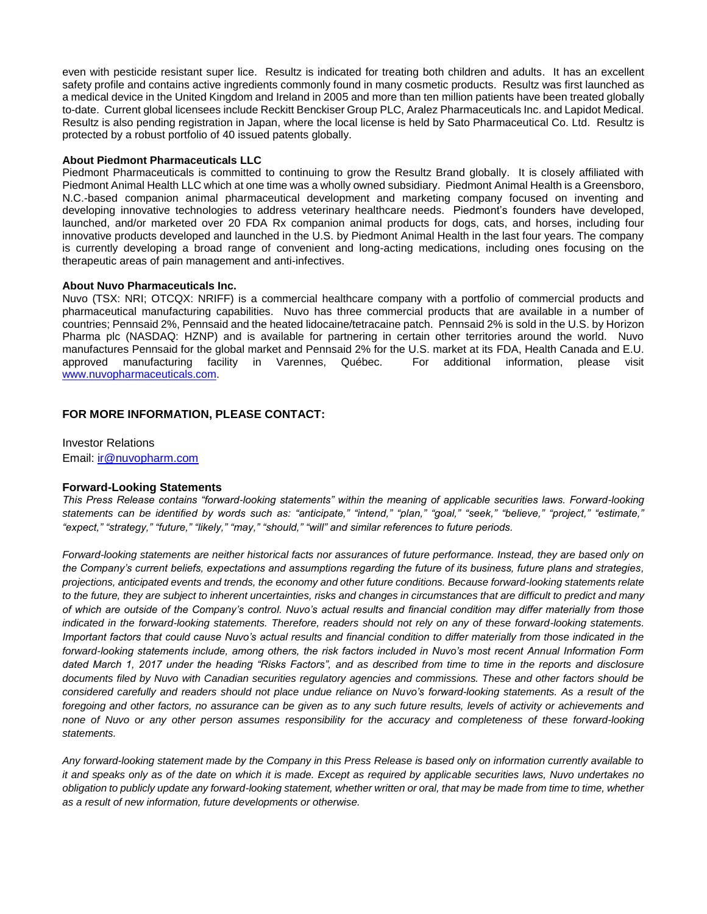even with pesticide resistant super lice. Resultz is indicated for treating both children and adults. It has an excellent safety profile and contains active ingredients commonly found in many cosmetic products. Resultz was first launched as a medical device in the United Kingdom and Ireland in 2005 and more than ten million patients have been treated globally to-date. Current global licensees include Reckitt Benckiser Group PLC, Aralez Pharmaceuticals Inc. and Lapidot Medical. Resultz is also pending registration in Japan, where the local license is held by Sato Pharmaceutical Co. Ltd. Resultz is protected by a robust portfolio of 40 issued patents globally.

**About Piedmont Pharmaceuticals LLC**

Piedmont Pharmaceuticals is committed to continuing to grow the Resultz Brand globally. It is closely affiliated with Piedmont Animal Health LLC which at one time was a wholly owned subsidiary. Piedmont Animal Health is a Greensboro, N.C.-based companion animal pharmaceutical development and marketing company focused on inventing and developing innovative technologies to address veterinary healthcare needs. Piedmont's founders have developed, launched, and/or marketed over 20 FDA Rx companion animal products for dogs, cats, and horses, including four innovative products developed and launched in the U.S. by Piedmont Animal Health in the last four years. The company is currently developing a broad range of convenient and long-acting medications, including ones focusing on the therapeutic areas of pain management and anti-infectives.

**About Nuvo Pharmaceuticals Inc.**

Nuvo (TSX: NRI; OTCQX: NRIFF) is a commercial healthcare company with a portfolio of commercial products and pharmaceutical manufacturing capabilities. Nuvo has three commercial products that are available in a number of countries; Pennsaid 2%, Pennsaid and the heated lidocaine/tetracaine patch. Pennsaid 2% is sold in the U.S. by Horizon Pharma plc (NASDAQ: HZNP) and is available for partnering in certain other territories around the world. Nuvo manufactures Pennsaid for the global market and Pennsaid 2% for the U.S. market at its FDA, Health Canada and E.U. approved manufacturing facility in Varennes, Québec. For additional information, please visit www.nuvopharmaceuticals.com.

## FOR MORE INFORMATION, PLEASE CONTACT:

Investor Relations
Email: ir@nuvopharm.com

**Forward-Looking Statements**

*This Press Release contains "forward-looking statements" within the meaning of applicable securities laws. Forward-looking statements can be identified by words such as: "anticipate," "intend," "plan," "goal," "seek," "believe," "project," "estimate," "expect," "strategy," "future," "likely," "may," "should," "will" and similar references to future periods.*

*Forward-looking statements are neither historical facts nor assurances of future performance. Instead, they are based only on the Company's current beliefs, expectations and assumptions regarding the future of its business, future plans and strategies, projections, anticipated events and trends, the economy and other future conditions. Because forward-looking statements relate to the future, they are subject to inherent uncertainties, risks and changes in circumstances that are difficult to predict and many of which are outside of the Company's control. Nuvo's actual results and financial condition may differ materially from those indicated in the forward-looking statements. Therefore, readers should not rely on any of these forward-looking statements. Important factors that could cause Nuvo's actual results and financial condition to differ materially from those indicated in the forward-looking statements include, among others, the risk factors included in Nuvo's most recent Annual Information Form dated March 1, 2017 under the heading "Risks Factors", and as described from time to time in the reports and disclosure documents filed by Nuvo with Canadian securities regulatory agencies and commissions. These and other factors should be considered carefully and readers should not place undue reliance on Nuvo's forward-looking statements. As a result of the foregoing and other factors, no assurance can be given as to any such future results, levels of activity or achievements and none of Nuvo or any other person assumes responsibility for the accuracy and completeness of these forward-looking statements.*

*Any forward-looking statement made by the Company in this Press Release is based only on information currently available to it and speaks only as of the date on which it is made. Except as required by applicable securities laws, Nuvo undertakes no obligation to publicly update any forward-looking statement, whether written or oral, that may be made from time to time, whether as a result of new information, future developments or otherwise.*